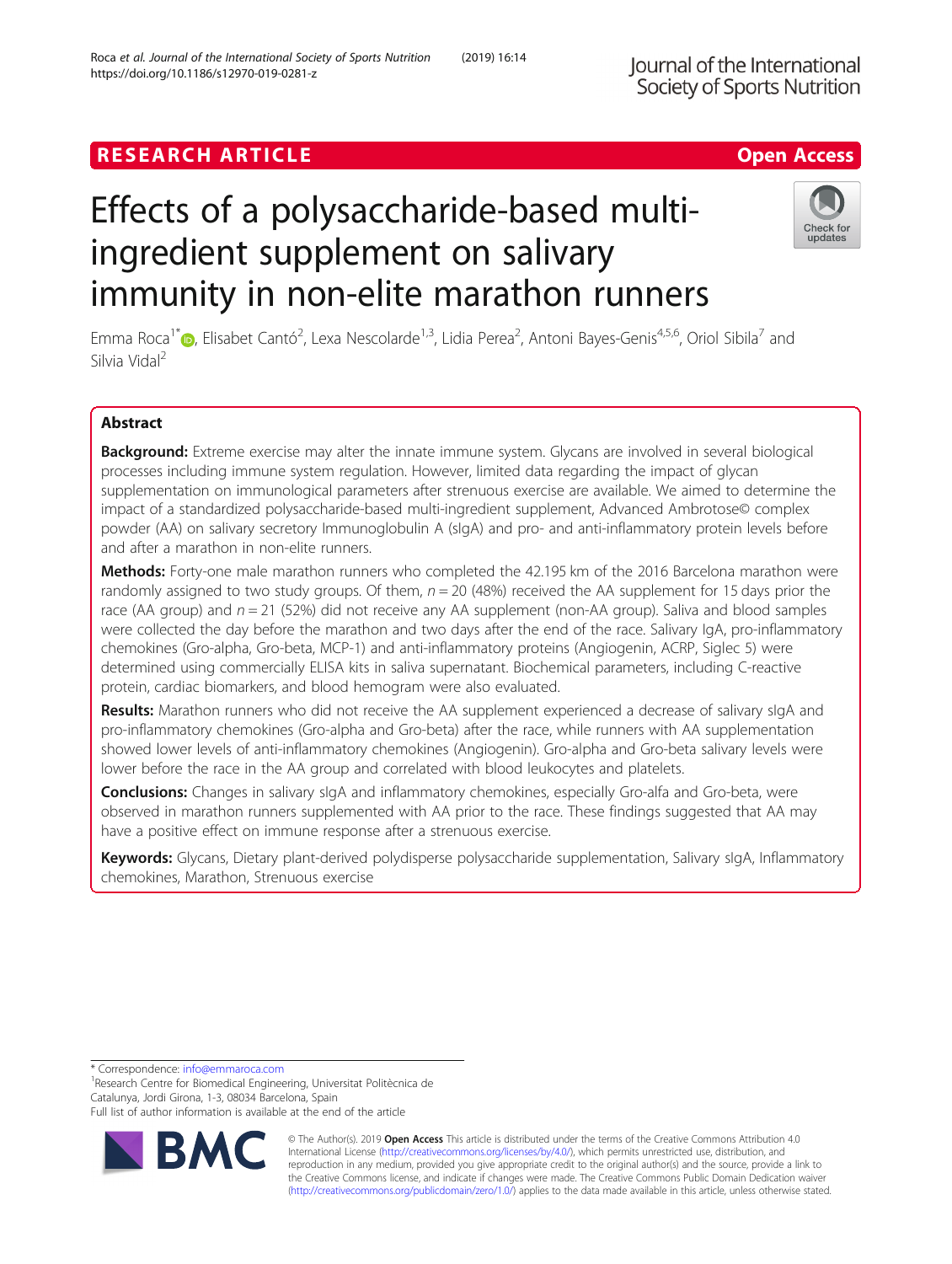RESEARCH ARTICLE

Open Access

# Effects of a polysaccharide-based multi-ingredient supplement on salivary immunity in non-elite marathon runners

Emma Roca[1*], Elisabet Cantó[2], Lexa Nescolarde[1,3], Lidia Perea[2], Antoni Bayes-Genis[4,5,6], Oriol Sibila[7] and Silvia Vidal[2]

## Abstract

**Background:** Extreme exercise may alter the innate immune system. Glycans are involved in several biological processes including immune system regulation. However, limited data regarding the impact of glycan supplementation on immunological parameters after strenuous exercise are available. We aimed to determine the impact of a standardized polysaccharide-based multi-ingredient supplement, Advanced Ambrotose© complex powder (AA) on salivary secretory Immunoglobulin A (sIgA) and pro- and anti-inflammatory protein levels before and after a marathon in non-elite runners.

**Methods:** Forty-one male marathon runners who completed the 42.195 km of the 2016 Barcelona marathon were randomly assigned to two study groups. Of them, $n = 20$ (48%) received the AA supplement for 15 days prior the race (AA group) and $n = 21$ (52%) did not receive any AA supplement (non-AA group). Saliva and blood samples were collected the day before the marathon and two days after the end of the race. Salivary IgA, pro-inflammatory chemokines (Gro-alpha, Gro-beta, MCP-1) and anti-inflammatory proteins (Angiogenin, ACRP, Siglec 5) were determined using commercially ELISA kits in saliva supernatant. Biochemical parameters, including C-reactive protein, cardiac biomarkers, and blood hemogram were also evaluated.

**Results:** Marathon runners who did not receive the AA supplement experienced a decrease of salivary sIgA and pro-inflammatory chemokines (Gro-alpha and Gro-beta) after the race, while runners with AA supplementation showed lower levels of anti-inflammatory chemokines (Angiogenin). Gro-alpha and Gro-beta salivary levels were lower before the race in the AA group and correlated with blood leukocytes and platelets.

**Conclusions:** Changes in salivary sIgA and inflammatory chemokines, especially Gro-alfa and Gro-beta, were observed in marathon runners supplemented with AA prior to the race. These findings suggested that AA may have a positive effect on immune response after a strenuous exercise.

**Keywords:** Glycans, Dietary plant-derived polydisperse polysaccharide supplementation, Salivary sIgA, Inflammatory chemokines, Marathon, Strenuous exercise

---

* Correspondence: info@emmaroca.com
[1]Research Centre for Biomedical Engineering, Universitat Politècnica de Catalunya, Jordi Girona, 1-3, 08034 Barcelona, Spain
Full list of author information is available at the end of the article

© The Author(s). 2019 **Open Access** This article is distributed under the terms of the Creative Commons Attribution 4.0 International License (http://creativecommons.org/licenses/by/4.0/), which permits unrestricted use, distribution, and reproduction in any medium, provided you give appropriate credit to the original author(s) and the source, provide a link to the Creative Commons license, and indicate if changes were made. The Creative Commons Public Domain Dedication waiver (http://creativecommons.org/publicdomain/zero/1.0/) applies to the data made available in this article, unless otherwise stated.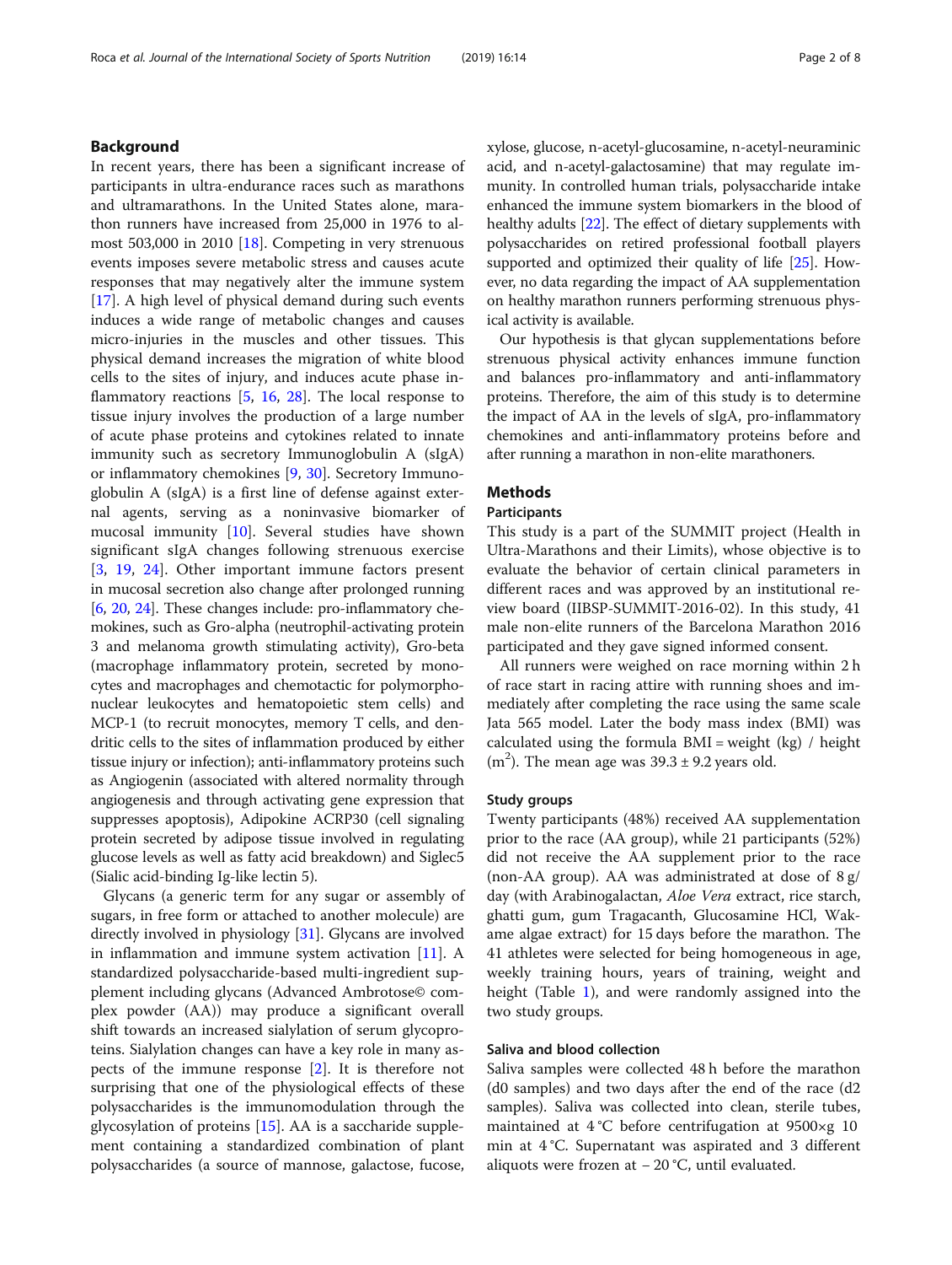## Background

In recent years, there has been a significant increase of participants in ultra-endurance races such as marathons and ultramarathons. In the United States alone, marathon runners have increased from 25,000 in 1976 to almost 503,000 in 2010 [18]. Competing in very strenuous events imposes severe metabolic stress and causes acute responses that may negatively alter the immune system [17]. A high level of physical demand during such events induces a wide range of metabolic changes and causes micro-injuries in the muscles and other tissues. This physical demand increases the migration of white blood cells to the sites of injury, and induces acute phase inflammatory reactions [5, 16, 28]. The local response to tissue injury involves the production of a large number of acute phase proteins and cytokines related to innate immunity such as secretory Immunoglobulin A (sIgA) or inflammatory chemokines [9, 30]. Secretory Immunoglobulin A (sIgA) is a first line of defense against external agents, serving as a noninvasive biomarker of mucosal immunity [10]. Several studies have shown significant sIgA changes following strenuous exercise [3, 19, 24]. Other important immune factors present in mucosal secretion also change after prolonged running [6, 20, 24]. These changes include: pro-inflammatory chemokines, such as Gro-alpha (neutrophil-activating protein 3 and melanoma growth stimulating activity), Gro-beta (macrophage inflammatory protein, secreted by monocytes and macrophages and chemotactic for polymorphonuclear leukocytes and hematopoietic stem cells) and MCP-1 (to recruit monocytes, memory T cells, and dendritic cells to the sites of inflammation produced by either tissue injury or infection); anti-inflammatory proteins such as Angiogenin (associated with altered normality through angiogenesis and through activating gene expression that suppresses apoptosis), Adipokine ACRP30 (cell signaling protein secreted by adipose tissue involved in regulating glucose levels as well as fatty acid breakdown) and Siglec5 (Sialic acid-binding Ig-like lectin 5).

Glycans (a generic term for any sugar or assembly of sugars, in free form or attached to another molecule) are directly involved in physiology [31]. Glycans are involved in inflammation and immune system activation [11]. A standardized polysaccharide-based multi-ingredient supplement including glycans (Advanced Ambrotose© complex powder (AA)) may produce a significant overall shift towards an increased sialylation of serum glycoproteins. Sialylation changes can have a key role in many aspects of the immune response [2]. It is therefore not surprising that one of the physiological effects of these polysaccharides is the immunomodulation through the glycosylation of proteins [15]. AA is a saccharide supplement containing a standardized combination of plant polysaccharides (a source of mannose, galactose, fucose, xylose, glucose, n-acetyl-glucosamine, n-acetyl-neuraminic acid, and n-acetyl-galactosamine) that may regulate immunity. In controlled human trials, polysaccharide intake enhanced the immune system biomarkers in the blood of healthy adults [22]. The effect of dietary supplements with polysaccharides on retired professional football players supported and optimized their quality of life [25]. However, no data regarding the impact of AA supplementation on healthy marathon runners performing strenuous physical activity is available.

Our hypothesis is that glycan supplementations before strenuous physical activity enhances immune function and balances pro-inflammatory and anti-inflammatory proteins. Therefore, the aim of this study is to determine the impact of AA in the levels of sIgA, pro-inflammatory chemokines and anti-inflammatory proteins before and after running a marathon in non-elite marathoners.

## Methods

### Participants

This study is a part of the SUMMIT project (Health in Ultra-Marathons and their Limits), whose objective is to evaluate the behavior of certain clinical parameters in different races and was approved by an institutional review board (IIBSP-SUMMIT-2016-02). In this study, 41 male non-elite runners of the Barcelona Marathon 2016 participated and they gave signed informed consent.

All runners were weighed on race morning within 2 h of race start in racing attire with running shoes and immediately after completing the race using the same scale Jata 565 model. Later the body mass index (BMI) was calculated using the formula BMI = weight (kg) / height ($m^2$). The mean age was 39.3 ± 9.2 years old.

### Study groups

Twenty participants (48%) received AA supplementation prior to the race (AA group), while 21 participants (52%) did not receive the AA supplement prior to the race (non-AA group). AA was administrated at dose of 8 g/day (with Arabinogalactan, *Aloe Vera* extract, rice starch, ghatti gum, gum Tragacanth, Glucosamine HCl, Wakame algae extract) for 15 days before the marathon. The 41 athletes were selected for being homogeneous in age, weekly training hours, years of training, weight and height (Table 1), and were randomly assigned into the two study groups.

### Saliva and blood collection

Saliva samples were collected 48 h before the marathon (d0 samples) and two days after the end of the race (d2 samples). Saliva was collected into clean, sterile tubes, maintained at 4 °C before centrifugation at 9500×g 10 min at 4 °C. Supernatant was aspirated and 3 different aliquots were frozen at − 20 °C, until evaluated.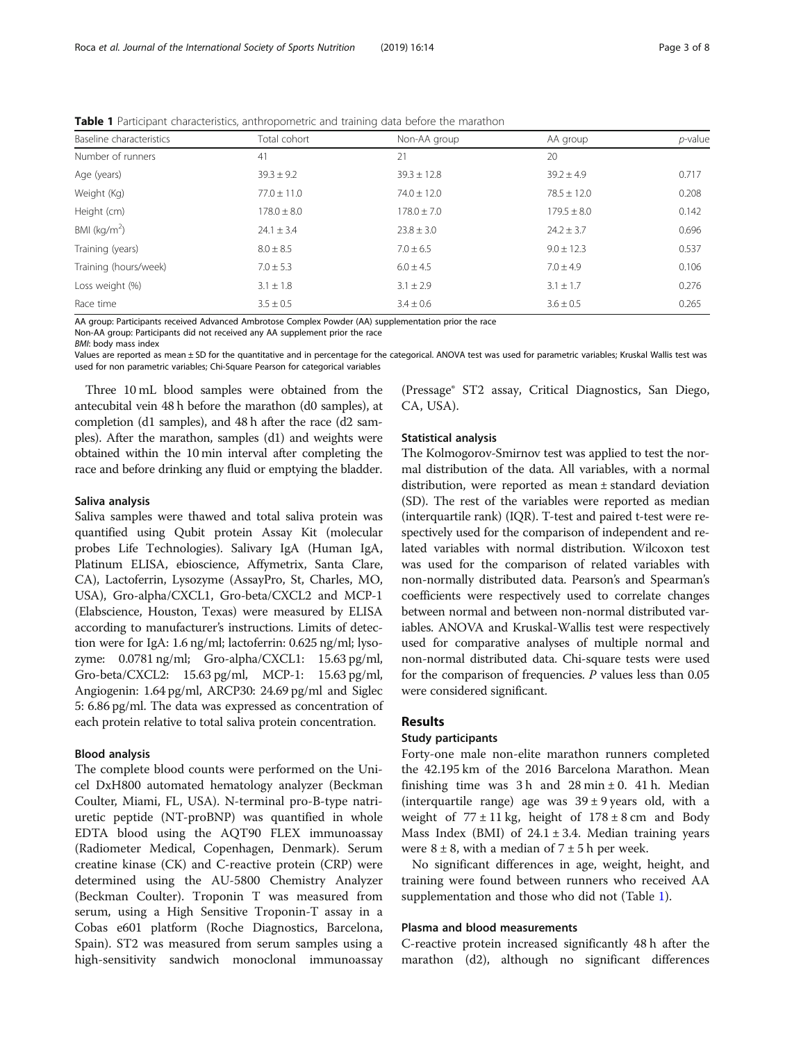**Table 1** Participant characteristics, anthropometric and training data before the marathon

| Baseline characteristics | Total cohort | Non-AA group | AA group | *p*-value |
|---|---|---|---|---|
| Number of runners | 41 | 21 | 20 | |
| Age (years) | 39.3 ± 9.2 | 39.3 ± 12.8 | 39.2 ± 4.9 | 0.717 |
| Weight (Kg) | 77.0 ± 11.0 | 74.0 ± 12.0 | 78.5 ± 12.0 | 0.208 |
| Height (cm) | 178.0 ± 8.0 | 178.0 ± 7.0 | 179.5 ± 8.0 | 0.142 |
| BMI (kg/m$^2$) | 24.1 ± 3.4 | 23.8 ± 3.0 | 24.2 ± 3.7 | 0.696 |
| Training (years) | 8.0 ± 8.5 | 7.0 ± 6.5 | 9.0 ± 12.3 | 0.537 |
| Training (hours/week) | 7.0 ± 5.3 | 6.0 ± 4.5 | 7.0 ± 4.9 | 0.106 |
| Loss weight (%) | 3.1 ± 1.8 | 3.1 ± 2.9 | 3.1 ± 1.7 | 0.276 |
| Race time | 3.5 ± 0.5 | 3.4 ± 0.6 | 3.6 ± 0.5 | 0.265 |

AA group: Participants received Advanced Ambrotose Complex Powder (AA) supplementation prior the race
Non-AA group: Participants did not received any AA supplement prior the race
*BMI*: body mass index
Values are reported as mean ± SD for the quantitative and in percentage for the categorical. ANOVA test was used for parametric variables; Kruskal Wallis test was used for non parametric variables; Chi-Square Pearson for categorical variables

Three 10 mL blood samples were obtained from the antecubital vein 48 h before the marathon (d0 samples), at completion (d1 samples), and 48 h after the race (d2 samples). After the marathon, samples (d1) and weights were obtained within the 10 min interval after completing the race and before drinking any fluid or emptying the bladder.

### Saliva analysis

Saliva samples were thawed and total saliva protein was quantified using Qubit protein Assay Kit (molecular probes Life Technologies). Salivary IgA (Human IgA, Platinum ELISA, ebioscience, Affymetrix, Santa Clare, CA), Lactoferrin, Lysozyme (AssayPro, St, Charles, MO, USA), Gro-alpha/CXCL1, Gro-beta/CXCL2 and MCP-1 (Elabscience, Houston, Texas) were measured by ELISA according to manufacturer's instructions. Limits of detection were for IgA: 1.6 ng/ml; lactoferrin: 0.625 ng/ml; lysozyme: 0.0781 ng/ml; Gro-alpha/CXCL1: 15.63 pg/ml, Gro-beta/CXCL2: 15.63 pg/ml, MCP-1: 15.63 pg/ml, Angiogenin: 1.64 pg/ml, ARCP30: 24.69 pg/ml and Siglec 5: 6.86 pg/ml. The data was expressed as concentration of each protein relative to total saliva protein concentration.

### Blood analysis

The complete blood counts were performed on the Unicel DxH800 automated hematology analyzer (Beckman Coulter, Miami, FL, USA). N-terminal pro-B-type natriuretic peptide (NT-proBNP) was quantified in whole EDTA blood using the AQT90 FLEX immunoassay (Radiometer Medical, Copenhagen, Denmark). Serum creatine kinase (CK) and C-reactive protein (CRP) were determined using the AU-5800 Chemistry Analyzer (Beckman Coulter). Troponin T was measured from serum, using a High Sensitive Troponin-T assay in a Cobas e601 platform (Roche Diagnostics, Barcelona, Spain). ST2 was measured from serum samples using a high-sensitivity sandwich monoclonal immunoassay (Pressage® ST2 assay, Critical Diagnostics, San Diego, CA, USA).

### Statistical analysis

The Kolmogorov-Smirnov test was applied to test the normal distribution of the data. All variables, with a normal distribution, were reported as mean ± standard deviation (SD). The rest of the variables were reported as median (interquartile rank) (IQR). T-test and paired t-test were respectively used for the comparison of independent and related variables with normal distribution. Wilcoxon test was used for the comparison of related variables with non-normally distributed data. Pearson's and Spearman's coefficients were respectively used to correlate changes between normal and between non-normal distributed variables. ANOVA and Kruskal-Wallis test were respectively used for comparative analyses of multiple normal and non-normal distributed data. Chi-square tests were used for the comparison of frequencies. *P* values less than 0.05 were considered significant.

## Results

### Study participants

Forty-one male non-elite marathon runners completed the 42.195 km of the 2016 Barcelona Marathon. Mean finishing time was 3 h and 28 min ± 0. 41 h. Median (interquartile range) age was 39 ± 9 years old, with a weight of 77 ± 11 kg, height of 178 ± 8 cm and Body Mass Index (BMI) of 24.1 ± 3.4. Median training years were 8 ± 8, with a median of 7 ± 5 h per week.

No significant differences in age, weight, height, and training were found between runners who received AA supplementation and those who did not (Table 1).

### Plasma and blood measurements

C-reactive protein increased significantly 48 h after the marathon (d2), although no significant differences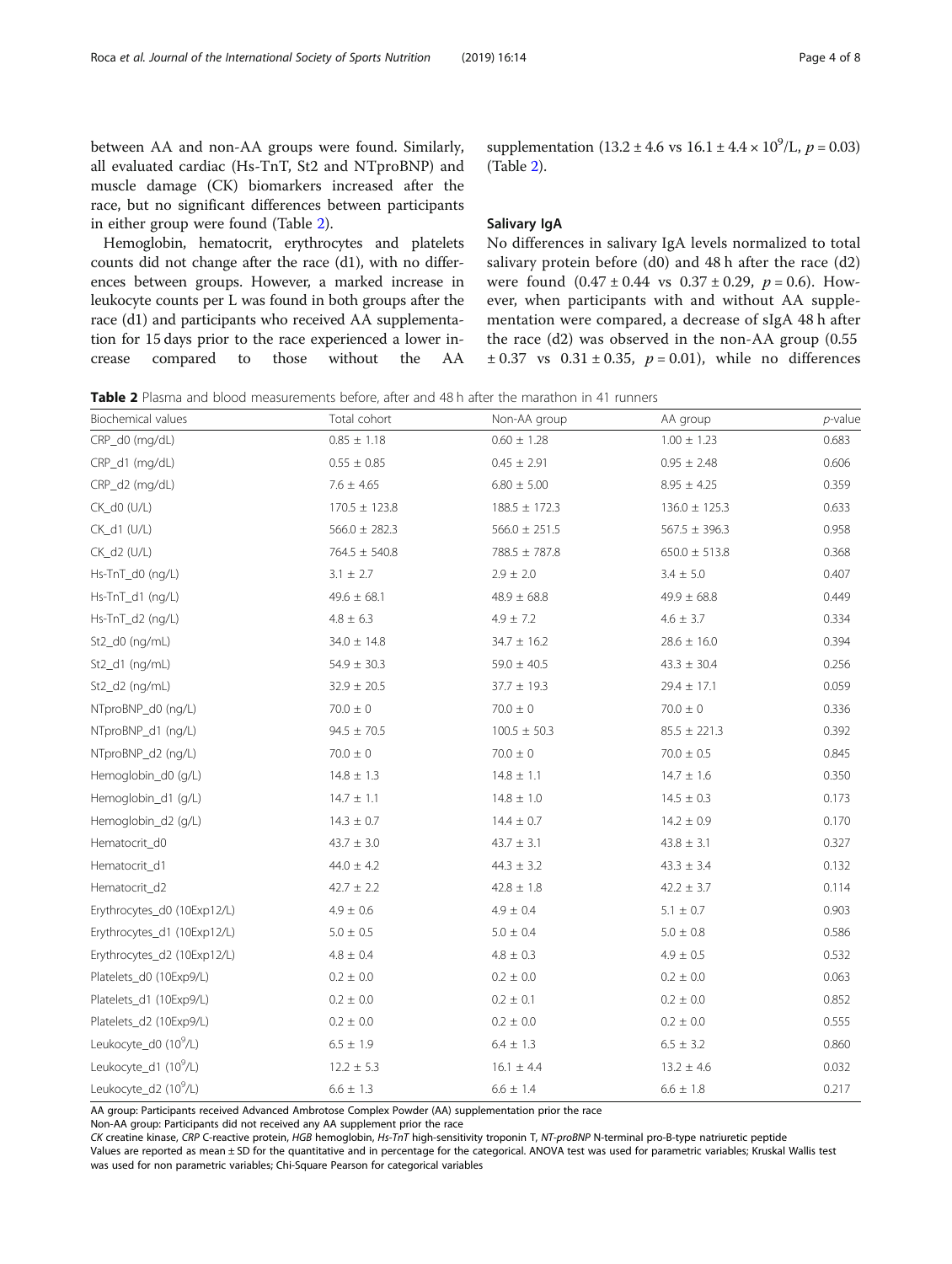between AA and non-AA groups were found. Similarly, all evaluated cardiac (Hs-TnT, St2 and NTproBNP) and muscle damage (CK) biomarkers increased after the race, but no significant differences between participants in either group were found (Table 2).

Hemoglobin, hematocrit, erythrocytes and platelets counts did not change after the race (d1), with no differences between groups. However, a marked increase in leukocyte counts per L was found in both groups after the race (d1) and participants who received AA supplementation for 15 days prior to the race experienced a lower increase compared to those without the AA supplementation ($13.2 \pm 4.6$ vs $16.1 \pm 4.4 \times 10^9$/L, $p = 0.03$) (Table 2).

### Salivary IgA

No differences in salivary IgA levels normalized to total salivary protein before (d0) and 48 h after the race (d2) were found ($0.47 \pm 0.44$ vs $0.37 \pm 0.29$, $p = 0.6$). However, when participants with and without AA supplementation were compared, a decrease of sIgA 48 h after the race (d2) was observed in the non-AA group ($0.55 \pm 0.37$ vs $0.31 \pm 0.35$, $p = 0.01$), while no differences

**Table 2** Plasma and blood measurements before, after and 48 h after the marathon in 41 runners

| Biochemical values | Total cohort | Non-AA group | AA group | p-value |
|---|---|---|---|---|
| CRP_d0 (mg/dL) | 0.85 ± 1.18 | 0.60 ± 1.28 | 1.00 ± 1.23 | 0.683 |
| CRP_d1 (mg/dL) | 0.55 ± 0.85 | 0.45 ± 2.91 | 0.95 ± 2.48 | 0.606 |
| CRP_d2 (mg/dL) | 7.6 ± 4.65 | 6.80 ± 5.00 | 8.95 ± 4.25 | 0.359 |
| CK_d0 (U/L) | 170.5 ± 123.8 | 188.5 ± 172.3 | 136.0 ± 125.3 | 0.633 |
| CK_d1 (U/L) | 566.0 ± 282.3 | 566.0 ± 251.5 | 567.5 ± 396.3 | 0.958 |
| CK_d2 (U/L) | 764.5 ± 540.8 | 788.5 ± 787.8 | 650.0 ± 513.8 | 0.368 |
| Hs-TnT_d0 (ng/L) | 3.1 ± 2.7 | 2.9 ± 2.0 | 3.4 ± 5.0 | 0.407 |
| Hs-TnT_d1 (ng/L) | 49.6 ± 68.1 | 48.9 ± 68.8 | 49.9 ± 68.8 | 0.449 |
| Hs-TnT_d2 (ng/L) | 4.8 ± 6.3 | 4.9 ± 7.2 | 4.6 ± 3.7 | 0.334 |
| St2_d0 (ng/mL) | 34.0 ± 14.8 | 34.7 ± 16.2 | 28.6 ± 16.0 | 0.394 |
| St2_d1 (ng/mL) | 54.9 ± 30.3 | 59.0 ± 40.5 | 43.3 ± 30.4 | 0.256 |
| St2_d2 (ng/mL) | 32.9 ± 20.5 | 37.7 ± 19.3 | 29.4 ± 17.1 | 0.059 |
| NTproBNP_d0 (ng/L) | 70.0 ± 0 | 70.0 ± 0 | 70.0 ± 0 | 0.336 |
| NTproBNP_d1 (ng/L) | 94.5 ± 70.5 | 100.5 ± 50.3 | 85.5 ± 221.3 | 0.392 |
| NTproBNP_d2 (ng/L) | 70.0 ± 0 | 70.0 ± 0 | 70.0 ± 0.5 | 0.845 |
| Hemoglobin_d0 (g/L) | 14.8 ± 1.3 | 14.8 ± 1.1 | 14.7 ± 1.6 | 0.350 |
| Hemoglobin_d1 (g/L) | 14.7 ± 1.1 | 14.8 ± 1.0 | 14.5 ± 0.3 | 0.173 |
| Hemoglobin_d2 (g/L) | 14.3 ± 0.7 | 14.4 ± 0.7 | 14.2 ± 0.9 | 0.170 |
| Hematocrit_d0 | 43.7 ± 3.0 | 43.7 ± 3.1 | 43.8 ± 3.1 | 0.327 |
| Hematocrit_d1 | 44.0 ± 4.2 | 44.3 ± 3.2 | 43.3 ± 3.4 | 0.132 |
| Hematocrit_d2 | 42.7 ± 2.2 | 42.8 ± 1.8 | 42.2 ± 3.7 | 0.114 |
| Erythrocytes_d0 (10Exp12/L) | 4.9 ± 0.6 | 4.9 ± 0.4 | 5.1 ± 0.7 | 0.903 |
| Erythrocytes_d1 (10Exp12/L) | 5.0 ± 0.5 | 5.0 ± 0.4 | 5.0 ± 0.8 | 0.586 |
| Erythrocytes_d2 (10Exp12/L) | 4.8 ± 0.4 | 4.8 ± 0.3 | 4.9 ± 0.5 | 0.532 |
| Platelets_d0 (10Exp9/L) | 0.2 ± 0.0 | 0.2 ± 0.0 | 0.2 ± 0.0 | 0.063 |
| Platelets_d1 (10Exp9/L) | 0.2 ± 0.0 | 0.2 ± 0.1 | 0.2 ± 0.0 | 0.852 |
| Platelets_d2 (10Exp9/L) | 0.2 ± 0.0 | 0.2 ± 0.0 | 0.2 ± 0.0 | 0.555 |
| Leukocyte_d0 ($10^9$/L) | 6.5 ± 1.9 | 6.4 ± 1.3 | 6.5 ± 3.2 | 0.860 |
| Leukocyte_d1 ($10^9$/L) | 12.2 ± 5.3 | 16.1 ± 4.4 | 13.2 ± 4.6 | 0.032 |
| Leukocyte_d2 ($10^9$/L) | 6.6 ± 1.3 | 6.6 ± 1.4 | 6.6 ± 1.8 | 0.217 |

AA group: Participants received Advanced Ambrotose Complex Powder (AA) supplementation prior the race

Non-AA group: Participants did not received any AA supplement prior the race

*CK* creatine kinase, *CRP* C-reactive protein, *HGB* hemoglobin, *Hs-TnT* high-sensitivity troponin T, *NT-proBNP* N-terminal pro-B-type natriuretic peptide

Values are reported as mean ± SD for the quantitative and in percentage for the categorical. ANOVA test was used for parametric variables; Kruskal Wallis test was used for non parametric variables; Chi-Square Pearson for categorical variables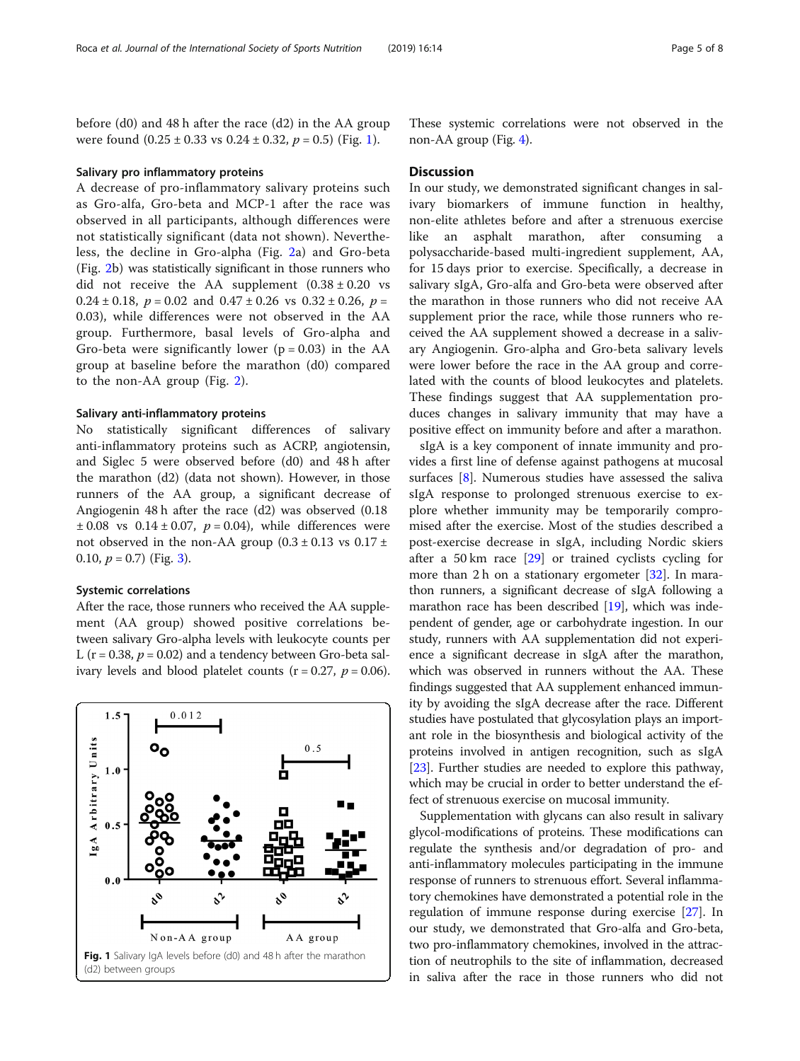before (d0) and 48 h after the race (d2) in the AA group were found (0.25 ± 0.33 vs 0.24 ± 0.32, $p = 0.5$) (Fig. 1).

### Salivary pro inflammatory proteins

A decrease of pro-inflammatory salivary proteins such as Gro-alfa, Gro-beta and MCP-1 after the race was observed in all participants, although differences were not statistically significant (data not shown). Nevertheless, the decline in Gro-alpha (Fig. 2a) and Gro-beta (Fig. 2b) was statistically significant in those runners who did not receive the AA supplement (0.38 ± 0.20 vs 0.24 ± 0.18, $p = 0.02$ and 0.47 ± 0.26 vs 0.32 ± 0.26, $p = 0.03$), while differences were not observed in the AA group. Furthermore, basal levels of Gro-alpha and Gro-beta were significantly lower ($p = 0.03$) in the AA group at baseline before the marathon (d0) compared to the non-AA group (Fig. 2).

### Salivary anti-inflammatory proteins

No statistically significant differences of salivary anti-inflammatory proteins such as ACRP, angiotensin, and Siglec 5 were observed before (d0) and 48 h after the marathon (d2) (data not shown). However, in those runners of the AA group, a significant decrease of Angiogenin 48 h after the race (d2) was observed (0.18 ± 0.08 vs 0.14 ± 0.07, $p = 0.04$), while differences were not observed in the non-AA group (0.3 ± 0.13 vs 0.17 ± 0.10, $p = 0.7$) (Fig. 3).

### Systemic correlations

After the race, those runners who received the AA supplement (AA group) showed positive correlations between salivary Gro-alpha levels with leukocyte counts per L ($r = 0.38$, $p = 0.02$) and a tendency between Gro-beta salivary levels and blood platelet counts ($r = 0.27$, $p = 0.06$). These systemic correlations were not observed in the non-AA group (Fig. 4).

**Fig. 1** Salivary IgA levels before (d0) and 48 h after the marathon (d2) between groups

## Discussion

In our study, we demonstrated significant changes in salivary biomarkers of immune function in healthy, non-elite athletes before and after a strenuous exercise like an asphalt marathon, after consuming a polysaccharide-based multi-ingredient supplement, AA, for 15 days prior to exercise. Specifically, a decrease in salivary sIgA, Gro-alfa and Gro-beta were observed after the marathon in those runners who did not receive AA supplement prior the race, while those runners who received the AA supplement showed a decrease in a salivary Angiogenin. Gro-alpha and Gro-beta salivary levels were lower before the race in the AA group and correlated with the counts of blood leukocytes and platelets. These findings suggest that AA supplementation produces changes in salivary immunity that may have a positive effect on immunity before and after a marathon.

sIgA is a key component of innate immunity and provides a first line of defense against pathogens at mucosal surfaces [8]. Numerous studies have assessed the saliva sIgA response to prolonged strenuous exercise to explore whether immunity may be temporarily compromised after the exercise. Most of the studies described a post-exercise decrease in sIgA, including Nordic skiers after a 50 km race [29] or trained cyclists cycling for more than 2 h on a stationary ergometer [32]. In marathon runners, a significant decrease of sIgA following a marathon race has been described [19], which was independent of gender, age or carbohydrate ingestion. In our study, runners with AA supplementation did not experience a significant decrease in sIgA after the marathon, which was observed in runners without the AA. These findings suggested that AA supplement enhanced immunity by avoiding the sIgA decrease after the race. Different studies have postulated that glycosylation plays an important role in the biosynthesis and biological activity of the proteins involved in antigen recognition, such as sIgA [23]. Further studies are needed to explore this pathway, which may be crucial in order to better understand the effect of strenuous exercise on mucosal immunity.

Supplementation with glycans can also result in salivary glycol-modifications of proteins. These modifications can regulate the synthesis and/or degradation of pro- and anti-inflammatory molecules participating in the immune response of runners to strenuous effort. Several inflammatory chemokines have demonstrated a potential role in the regulation of immune response during exercise [27]. In our study, we demonstrated that Gro-alfa and Gro-beta, two pro-inflammatory chemokines, involved in the attraction of neutrophils to the site of inflammation, decreased in saliva after the race in those runners who did not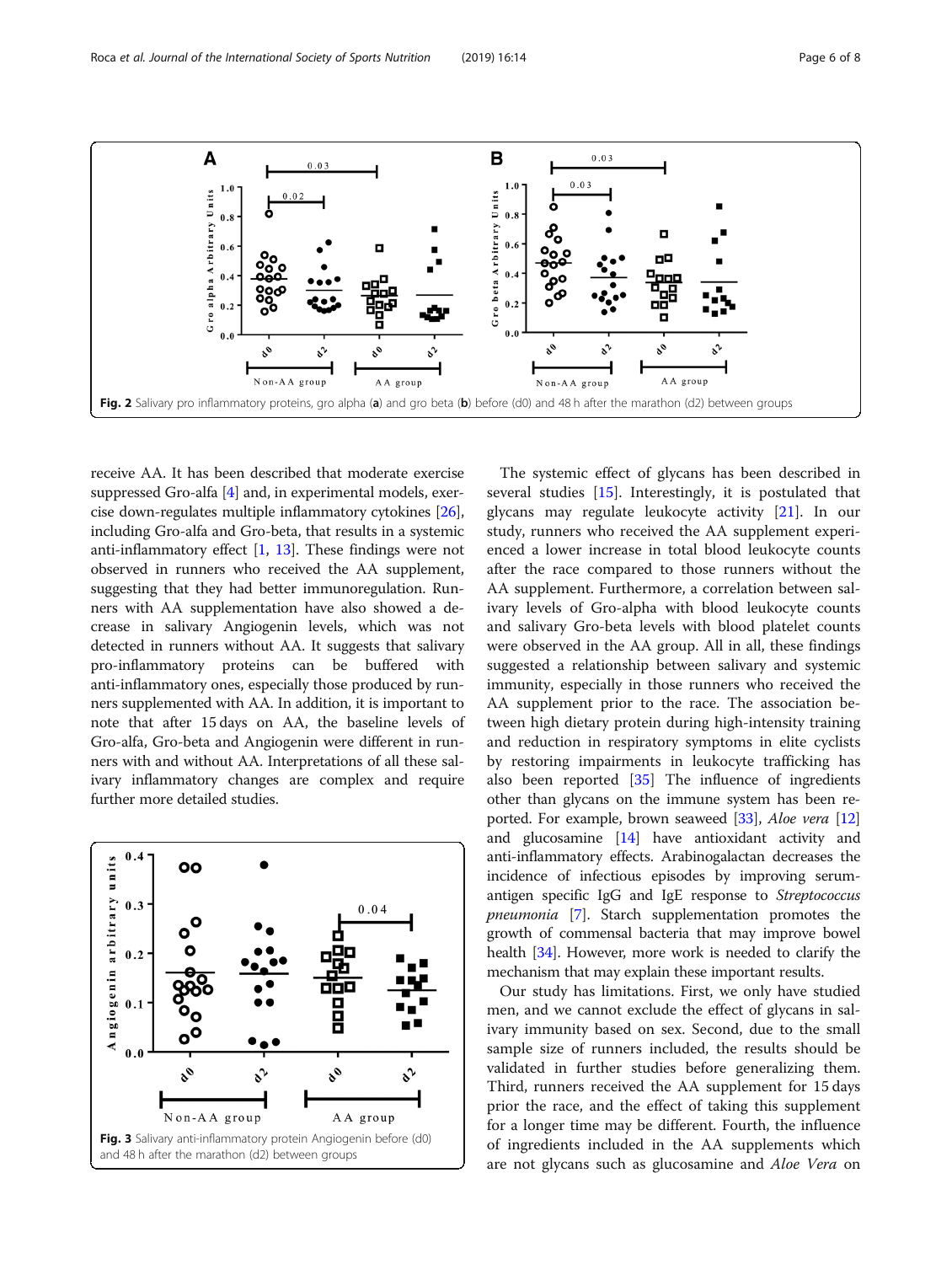Fig. 2 Salivary pro inflammatory proteins, gro alpha (**a**) and gro beta (**b**) before (d0) and 48 h after the marathon (d2) between groups

receive AA. It has been described that moderate exercise suppressed Gro-alfa [4] and, in experimental models, exercise down-regulates multiple inflammatory cytokines [26], including Gro-alfa and Gro-beta, that results in a systemic anti-inflammatory effect [1, 13]. These findings were not observed in runners who received the AA supplement, suggesting that they had better immunoregulation. Runners with AA supplementation have also showed a decrease in salivary Angiogenin levels, which was not detected in runners without AA. It suggests that salivary pro-inflammatory proteins can be buffered with anti-inflammatory ones, especially those produced by runners supplemented with AA. In addition, it is important to note that after 15 days on AA, the baseline levels of Gro-alfa, Gro-beta and Angiogenin were different in runners with and without AA. Interpretations of all these salivary inflammatory changes are complex and require further more detailed studies.

Fig. 3 Salivary anti-inflammatory protein Angiogenin before (d0) and 48 h after the marathon (d2) between groups

The systemic effect of glycans has been described in several studies [15]. Interestingly, it is postulated that glycans may regulate leukocyte activity [21]. In our study, runners who received the AA supplement experienced a lower increase in total blood leukocyte counts after the race compared to those runners without the AA supplement. Furthermore, a correlation between salivary levels of Gro-alpha with blood leukocyte counts and salivary Gro-beta levels with blood platelet counts were observed in the AA group. All in all, these findings suggested a relationship between salivary and systemic immunity, especially in those runners who received the AA supplement prior to the race. The association between high dietary protein during high-intensity training and reduction in respiratory symptoms in elite cyclists by restoring impairments in leukocyte trafficking has also been reported [35] The influence of ingredients other than glycans on the immune system has been reported. For example, brown seaweed [33], *Aloe vera* [12] and glucosamine [14] have antioxidant activity and anti-inflammatory effects. Arabinogalactan decreases the incidence of infectious episodes by improving serum-antigen specific IgG and IgE response to *Streptococcus pneumonia* [7]. Starch supplementation promotes the growth of commensal bacteria that may improve bowel health [34]. However, more work is needed to clarify the mechanism that may explain these important results.

Our study has limitations. First, we only have studied men, and we cannot exclude the effect of glycans in salivary immunity based on sex. Second, due to the small sample size of runners included, the results should be validated in further studies before generalizing them. Third, runners received the AA supplement for 15 days prior the race, and the effect of taking this supplement for a longer time may be different. Fourth, the influence of ingredients included in the AA supplements which are not glycans such as glucosamine and *Aloe Vera* on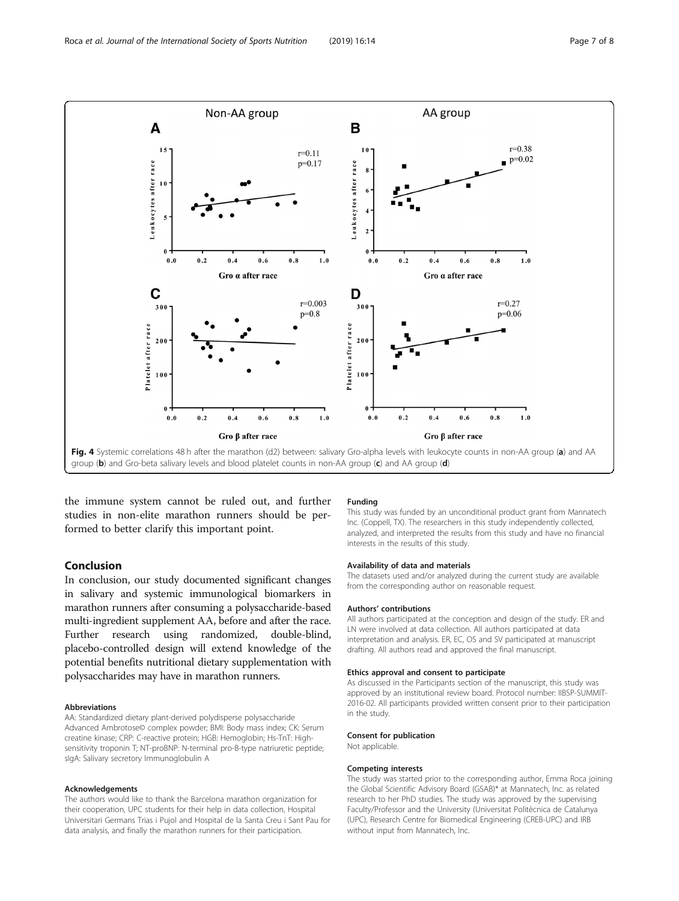Fig. 4 Systemic correlations 48 h after the marathon (d2) between: salivary Gro-alpha levels with leukocyte counts in non-AA group (**a**) and AA group (**b**) and Gro-beta salivary levels and blood platelet counts in non-AA group (**c**) and AA group (**d**)

the immune system cannot be ruled out, and further studies in non-elite marathon runners should be performed to better clarify this important point.

## Conclusion

In conclusion, our study documented significant changes in salivary and systemic immunological biomarkers in marathon runners after consuming a polysaccharide-based multi-ingredient supplement AA, before and after the race. Further research using randomized, double-blind, placebo-controlled design will extend knowledge of the potential benefits nutritional dietary supplementation with polysaccharides may have in marathon runners.

#### Abbreviations

AA: Standardized dietary plant-derived polydisperse polysaccharide Advanced Ambrotose© complex powder; BMI: Body mass index; CK: Serum creatine kinase; CRP: C-reactive protein; HGB: Hemoglobin; Hs-TnT: High-sensitivity troponin T; NT-proBNP: N-terminal pro-B-type natriuretic peptide; sIgA: Salivary secretory Immunoglobulin A

#### Acknowledgements

The authors would like to thank the Barcelona marathon organization for their cooperation, UPC students for their help in data collection, Hospital Universitari Germans Trias i Pujol and Hospital de la Santa Creu i Sant Pau for data analysis, and finally the marathon runners for their participation.

#### Funding

This study was funded by an unconditional product grant from Mannatech Inc. (Coppell, TX). The researchers in this study independently collected, analyzed, and interpreted the results from this study and have no financial interests in the results of this study.

#### Availability of data and materials

The datasets used and/or analyzed during the current study are available from the corresponding author on reasonable request.

#### Authors' contributions

All authors participated at the conception and design of the study. ER and LN were involved at data collection. All authors participated at data interpretation and analysis. ER, EC, OS and SV participated at manuscript drafting. All authors read and approved the final manuscript.

#### Ethics approval and consent to participate

As discussed in the Participants section of the manuscript, this study was approved by an institutional review board. Protocol number: IIBSP-SUMMIT-2016-02. All participants provided written consent prior to their participation in the study.

#### Consent for publication

Not applicable.

#### Competing interests

The study was started prior to the corresponding author, Emma Roca joining the Global Scientific Advisory Board (GSAB)* at Mannatech, Inc. as related research to her PhD studies. The study was approved by the supervising Faculty/Professor and the University (Universitat Politècnica de Catalunya (UPC), Research Centre for Biomedical Engineering (CREB-UPC) and IRB without input from Mannatech, Inc.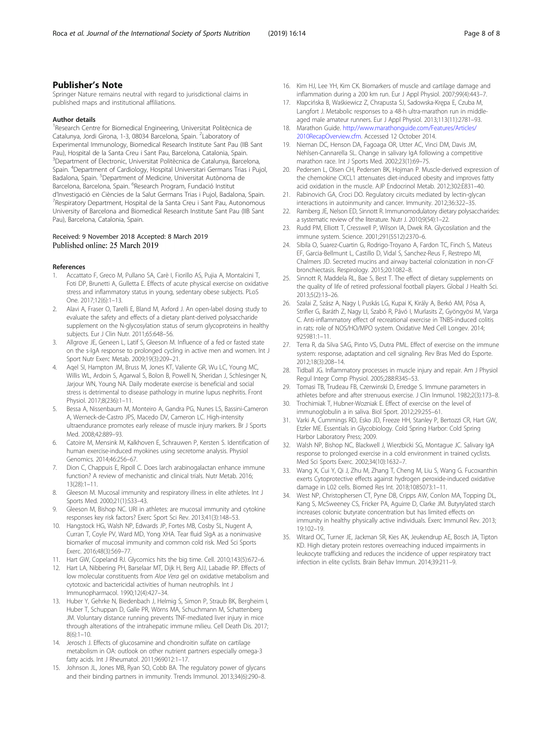## Publisher's Note

Springer Nature remains neutral with regard to jurisdictional claims in published maps and institutional affiliations.

### Author details

[1]Research Centre for Biomedical Engineering, Universitat Politècnica de Catalunya, Jordi Girona, 1-3, 08034 Barcelona, Spain. [2]Laboratory of Experimental Immunology, Biomedical Research Institute Sant Pau (IIB Sant Pau), Hospital de la Santa Creu i Sant Pau, Barcelona, Catalonia, Spain. [3]Department of Electronic, Universitat Politècnica de Catalunya, Barcelona, Spain. [4]Department of Cardiology, Hospital Universitari Germans Trias i Pujol, Badalona, Spain. [5]Department of Medicine, Universitat Autònoma de Barcelona, Barcelona, Spain. [6]Research Program, Fundació Institut d'Investigació en Ciències de la Salut Germans Trias i Pujol, Badalona, Spain. [7]Respiratory Department, Hospital de la Santa Creu i Sant Pau, Autonomous University of Barcelona and Biomedical Research Institute Sant Pau (IIB Sant Pau), Barcelona, Catalonia, Spain.

Received: 9 November 2018 Accepted: 8 March 2019
Published online: 25 March 2019

### References

1. Accattato F, Greco M, Pullano SA, Carè I, Fiorillo AS, Pujia A, Montalcini T, Foti DP, Brunetti A, Gulletta E. Effects of acute physical exercise on oxidative stress and inflammatory status in young, sedentary obese subjects. PLoS One. 2017;12(6):1–13.
2. Alavi A, Fraser O, Tarelli E, Bland M, Axford J. An open-label dosing study to evaluate the safety and effects of a dietary plant-derived polysaccharide supplement on the N-glycosylation status of serum glycoproteins in healthy subjects. Eur J Clin Nutr. 2011;65:648–56.
3. Allgrove JE, Geneen L, Latif S, Gleeson M. Influence of a fed or fasted state on the s-IgA response to prolonged cycling in active men and women. Int J Sport Nutr Exerc Metab. 2009;19(3):209–21.
4. Aqel SI, Hampton JM, Bruss M, Jones KT, Valiente GR, Wu LC, Young MC, Willis WL, Ardoin S, Agarwal S, Bolon B, Powell N, Sheridan J, Schlesinger N, Jarjour WN, Young NA. Daily moderate exercise is beneficial and social stress is detrimental to disease pathology in murine lupus nephritis. Front Physiol. 2017;8(236):1–11.
5. Bessa A, Nissenbaum M, Monteiro A, Gandra PG, Nunes LS, Bassini-Cameron A, Werneck-de-Castro JPS, Macedo DV, Cameron LC. High-intensity ultraendurance promotes early release of muscle injury markers. Br J Sports Med. 2008;42:889–93.
6. Catoire M, Mensink M, Kalkhoven E, Schrauwen P, Kersten S. Identification of human exercise-induced myokines using secretome analysis. Physiol Genomics. 2014;46:256–67.
7. Dion C, Chappuis E, Ripoll C. Does larch arabinogalactan enhance immune function? A review of mechanistic and clinical trials. Nutr Metab. 2016; 13(28):1–11.
8. Gleeson M. Mucosal immunity and respiratory illness in elite athletes. Int J Sports Med. 2000;21(1):S33–43.
9. Gleeson M, Bishop NC. URI in athletes: are mucosal immunity and cytokine responses key risk factors? Exerc Sport Sci Rev. 2013;41(3):148–53.
10. Hangstock HG, Walsh NP, Edwards JP, Fortes MB, Cosby SL, Nugent A, Curran T, Coyle PV, Ward MD, Yong XHA. Tear fluid SIgA as a noninvasive biomarker of mucosal immunity and common cold risk. Med Sci Sports Exerc. 2016;48(3):569–77.
11. Hart GW, Copeland RJ. Glycomics hits the big time. Cell. 2010;143(5):672–6.
12. Hart LA, Nibbering PH, Barselaar MT, Dijk H, Berg AJJ, Labadie RP. Effects of low molecular constituents from *Aloe Vera* gel on oxidative metabolism and cytotoxic and bactericidal activities of human neutrophils. Int J Immunopharmacol. 1990;12(4):427–34.
13. Huber Y, Gehrke N, Biedenbach J, Helmig S, Simon P, Straub BK, Bergheim I, Huber T, Schuppan D, Galle PR, Wörns MA, Schuchmann M, Schattenberg JM. Voluntary distance running prevents TNF-mediated liver injury in mice through alterations of the intrahepatic immune milieu. Cell Death Dis. 2017; 8(6):1–10.
14. Jerosch J. Effects of glucosamine and chondroitin sulfate on cartilage metabolism in OA: outlook on other nutrient partners especially omega-3 fatty acids. Int J Rheumatol. 2011;969012:1–17.
15. Johnson JL, Jones MB, Ryan SO, Cobb BA. The regulatory power of glycans and their binding partners in immunity. Trends Immunol. 2013;34(6):290–8.
16. Kim HJ, Lee YH, Kim CK. Biomarkers of muscle and cartilage damage and inflammation during a 200 km run. Eur J Appl Physiol. 2007;99(4):443–7.
17. Kłapcińska B, Waśkiewicz Z, Chrapusta SJ, Sadowska-Krępa E, Czuba M, Langfort J. Metabolic responses to a 48-h ultra-marathon run in middle-aged male amateur runners. Eur J Appl Physiol. 2013;113(11):2781–93.
18. Marathon Guide. http://www.marathonguide.com/Features/Articles/2010RecapOverview.cfm. Accessed 12 October 2014.
19. Nieman DC, Henson DA, Fagoaga OR, Utter AC, Vinci DM, Davis JM, Nehlsen-Cannarella SL. Change in salivary IgA following a competitive marathon race. Int J Sports Med. 2002;23(1):69–75.
20. Pedersen L, Olsen CH, Pedersen BK, Hojman P. Muscle-derived expression of the chemokine CXCL1 attenuates diet-induced obesity and improves fatty acid oxidation in the muscle. AJP Endocrinol Metab. 2012;302:E831–40.
21. Rabinovich GA, Croci DO. Regulatory circuits mediated by lectin-glycan interactions in autoimmunity and cancer. Immunity. 2012;36:322–35.
22. Ramberg JE, Nelson ED, Sinnott R. Immunomodulatory dietary polysaccharides: a systematic review of the literature. Nutr J. 2010;9(54):1–22.
23. Rudd PM, Elliott T, Cresswell P, Wilson IA, Dwek RA. Glycosilation and the immune system. Science. 2001;291(5512):2370–6.
24. Sibila O, Suarez-Cuartin G, Rodrigo-Troyano A, Fardon TC, Finch S, Mateus EF, Garcia-Bellmunt L, Castillo D, Vidal S, Sanchez-Reus F, Restrepo MI, Chalmers JD. Secreted mucins and airway bacterial colonization in non-CF bronchiectasis. Respirology. 2015;20:1082–8.
25. Sinnott R, Maddela RL, Bae S, Best T. The effect of dietary supplements on the quality of life of retired professional football players. Global J Health Sci. 2013;5(2):13–26.
26. Szalai Z, Szász A, Nagy I, Puskás LG, Kupai K, Király A, Berkó AM, Pósa A, Strifler G, Baráth Z, Nagy LI, Szabó R, Pávó I, Murlasits Z, Gyöngyösi M, Varga C. Anti-inflammatory effect of recreational exercise in TNBS-induced colitis in rats: role of NOS/HO/MPO system. Oxidative Med Cell Longev. 2014; 925981:1–11.
27. Terra R, da Silva SAG, Pinto VS, Dutra PML. Effect of exercise on the immune system: response, adaptation and cell signaling. Rev Bras Med do Esporte. 2012;18(3):208–14.
28. Tidball JG. Inflammatory processes in muscle injury and repair. Am J Physiol Regul Integr Comp Physiol. 2005;288:R345–53.
29. Tomasi TB, Trudeau FB, Czerwinski D, Erredge S. Immune parameters in athletes before and after strenuous exercise. J Clin Inmunol. 1982;2(3):173–8.
30. Trochimiak T, Hubner-Wozniak E. Effect of exercise on the level of immunoglobulin a in saliva. Biol Sport. 2012;29:255–61.
31. Varki A, Cummings RD, Esko JD, Freeze HH, Stanley P, Bertozzi CR, Hart GW, Etzler ME. Essentials in Glycobiology. Cold Spring Harbor: Cold Spring Harbor Laboratory Press; 2009.
32. Walsh NP, Bishop NC, Blackwell J, Wierzbicki SG, Montague JC. Salivary IgA response to prolonged exercise in a cold environment in trained cyclists. Med Sci Sports Exerc. 2002;34(10):1632–7.
33. Wang X, Cui Y, Qi J, Zhu M, Zhang T, Cheng M, Liu S, Wang G. Fucoxanthin exerts Cytoprotective effects against hydrogen peroxide-induced oxidative damage in L02 cells. Biomed Res Int. 2018;1085073:1–11.
34. West NP, Christophersen CT, Pyne DB, Cripps AW, Conlon MA, Topping DL, Kang S, McSweeney CS, Fricker PA, Aguirre D, Clarke JM. Butyrylated starch increases colonic butyrate concentration but has limited effects on immunity in healthy physically active individuals. Exerc Immunol Rev. 2013; 19:102–19.
35. Witard OC, Turner JE, Jackman SR, Kies AK, Jeukendrup AE, Bosch JA, Tipton KD. High dietary protein restores overreaching induced impairments in leukocyte trafficking and reduces the incidence of upper respiratory tract infection in elite cyclists. Brain Behav Immun. 2014;39:211–9.